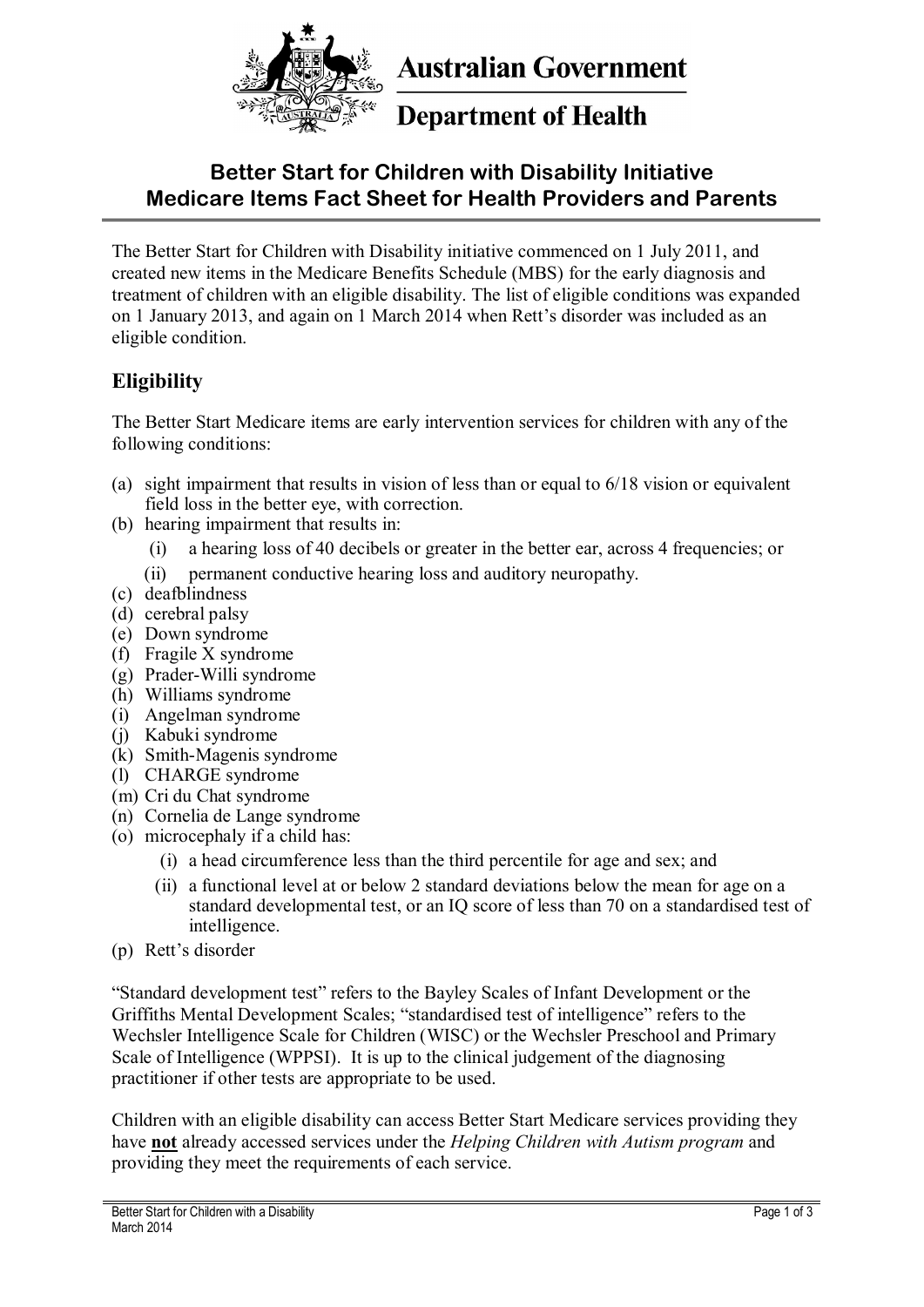Australian Government

Department of Health

# Better Start for Children with Disability Initiative
# Medicare Items Fact Sheet for Health Providers and Parents

The Better Start for Children with Disability initiative commenced on 1 July 2011, and created new items in the Medicare Benefits Schedule (MBS) for the early diagnosis and treatment of children with an eligible disability. The list of eligible conditions was expanded on 1 January 2013, and again on 1 March 2014 when Rett's disorder was included as an eligible condition.

## Eligibility

The Better Start Medicare items are early intervention services for children with any of the following conditions:

(a) sight impairment that results in vision of less than or equal to 6/18 vision or equivalent field loss in the better eye, with correction.
(b) hearing impairment that results in:
   (i) a hearing loss of 40 decibels or greater in the better ear, across 4 frequencies; or
   (ii) permanent conductive hearing loss and auditory neuropathy.
(c) deafblindness
(d) cerebral palsy
(e) Down syndrome
(f) Fragile X syndrome
(g) Prader-Willi syndrome
(h) Williams syndrome
(i) Angelman syndrome
(j) Kabuki syndrome
(k) Smith-Magenis syndrome
(l) CHARGE syndrome
(m) Cri du Chat syndrome
(n) Cornelia de Lange syndrome
(o) microcephaly if a child has:
   (i) a head circumference less than the third percentile for age and sex; and
   (ii) a functional level at or below 2 standard deviations below the mean for age on a standard developmental test, or an IQ score of less than 70 on a standardised test of intelligence.
(p) Rett's disorder

"Standard development test" refers to the Bayley Scales of Infant Development or the Griffiths Mental Development Scales; "standardised test of intelligence" refers to the Wechsler Intelligence Scale for Children (WISC) or the Wechsler Preschool and Primary Scale of Intelligence (WPPSI). It is up to the clinical judgement of the diagnosing practitioner if other tests are appropriate to be used.

Children with an eligible disability can access Better Start Medicare services providing they have **not** already accessed services under the *Helping Children with Autism program* and providing they meet the requirements of each service.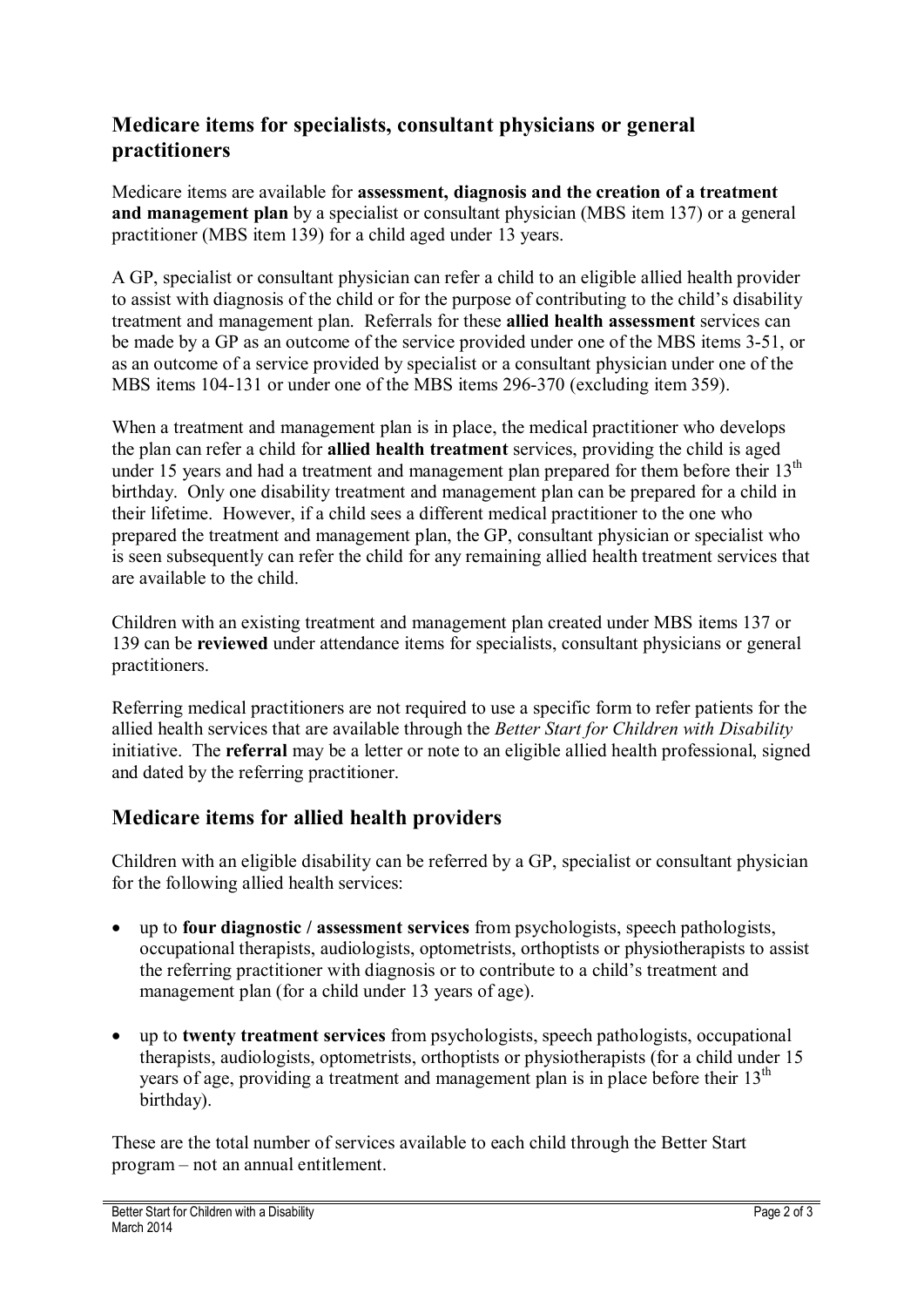## Medicare items for specialists, consultant physicians or general practitioners

Medicare items are available for **assessment, diagnosis and the creation of a treatment and management plan** by a specialist or consultant physician (MBS item 137) or a general practitioner (MBS item 139) for a child aged under 13 years.

A GP, specialist or consultant physician can refer a child to an eligible allied health provider to assist with diagnosis of the child or for the purpose of contributing to the child's disability treatment and management plan. Referrals for these **allied health assessment** services can be made by a GP as an outcome of the service provided under one of the MBS items 3-51, or as an outcome of a service provided by specialist or a consultant physician under one of the MBS items 104-131 or under one of the MBS items 296-370 (excluding item 359).

When a treatment and management plan is in place, the medical practitioner who develops the plan can refer a child for **allied health treatment** services, providing the child is aged under 15 years and had a treatment and management plan prepared for them before their 13th birthday. Only one disability treatment and management plan can be prepared for a child in their lifetime. However, if a child sees a different medical practitioner to the one who prepared the treatment and management plan, the GP, consultant physician or specialist who is seen subsequently can refer the child for any remaining allied health treatment services that are available to the child.

Children with an existing treatment and management plan created under MBS items 137 or 139 can be **reviewed** under attendance items for specialists, consultant physicians or general practitioners.

Referring medical practitioners are not required to use a specific form to refer patients for the allied health services that are available through the *Better Start for Children with Disability* initiative. The **referral** may be a letter or note to an eligible allied health professional, signed and dated by the referring practitioner.

## Medicare items for allied health providers

Children with an eligible disability can be referred by a GP, specialist or consultant physician for the following allied health services:

- up to **four diagnostic / assessment services** from psychologists, speech pathologists, occupational therapists, audiologists, optometrists, orthoptists or physiotherapists to assist the referring practitioner with diagnosis or to contribute to a child's treatment and management plan (for a child under 13 years of age).

- up to **twenty treatment services** from psychologists, speech pathologists, occupational therapists, audiologists, optometrists, orthoptists or physiotherapists (for a child under 15 years of age, providing a treatment and management plan is in place before their 13th birthday).

These are the total number of services available to each child through the Better Start program – not an annual entitlement.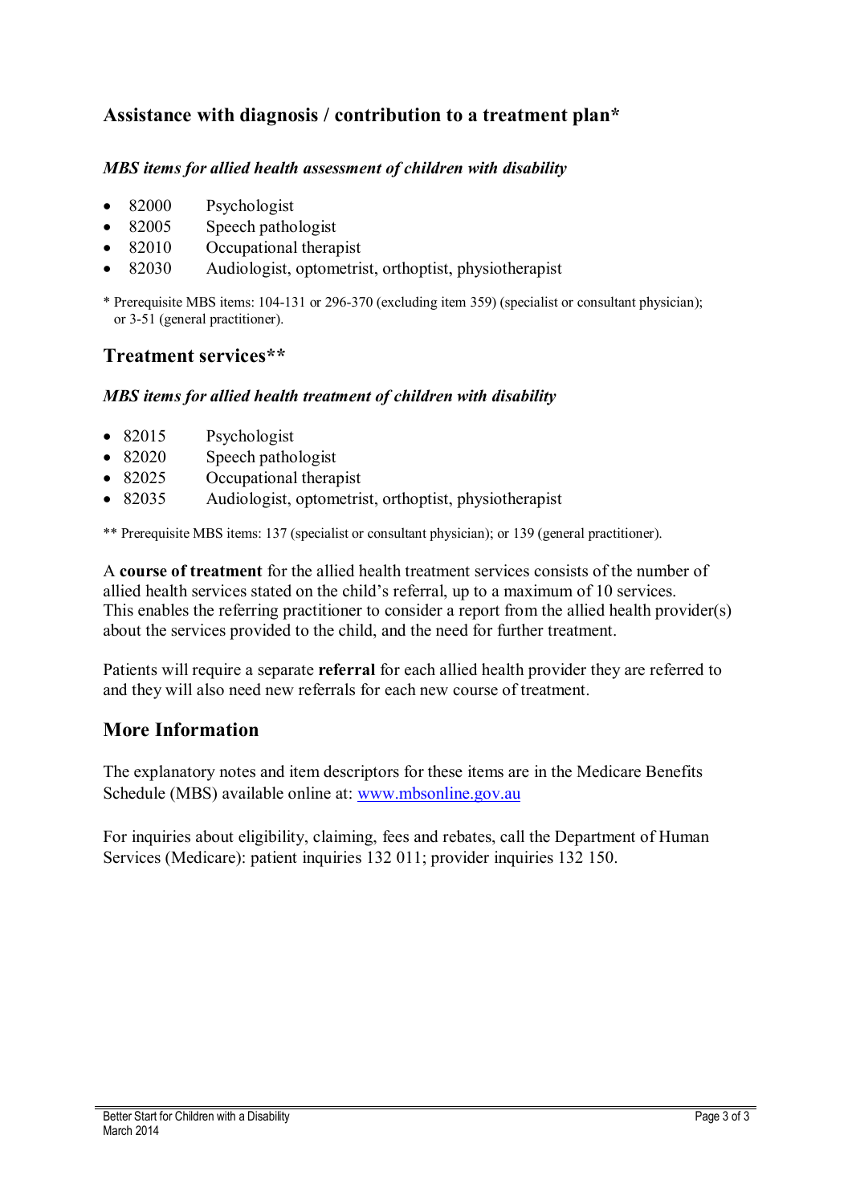## Assistance with diagnosis / contribution to a treatment plan*

### *MBS items for allied health assessment of children with disability*

- 82000 Psychologist
- 82005 Speech pathologist
- 82010 Occupational therapist
- 82030 Audiologist, optometrist, orthoptist, physiotherapist

* Prerequisite MBS items: 104-131 or 296-370 (excluding item 359) (specialist or consultant physician); or 3-51 (general practitioner).

## Treatment services**

### *MBS items for allied health treatment of children with disability*

- 82015 Psychologist
- 82020 Speech pathologist
- 82025 Occupational therapist
- 82035 Audiologist, optometrist, orthoptist, physiotherapist

** Prerequisite MBS items: 137 (specialist or consultant physician); or 139 (general practitioner).

A **course of treatment** for the allied health treatment services consists of the number of allied health services stated on the child's referral, up to a maximum of 10 services. This enables the referring practitioner to consider a report from the allied health provider(s) about the services provided to the child, and the need for further treatment.

Patients will require a separate **referral** for each allied health provider they are referred to and they will also need new referrals for each new course of treatment.

## More Information

The explanatory notes and item descriptors for these items are in the Medicare Benefits Schedule (MBS) available online at: [www.mbsonline.gov.au](http://www.mbsonline.gov.au)

For inquiries about eligibility, claiming, fees and rebates, call the Department of Human Services (Medicare): patient inquiries 132 011; provider inquiries 132 150.